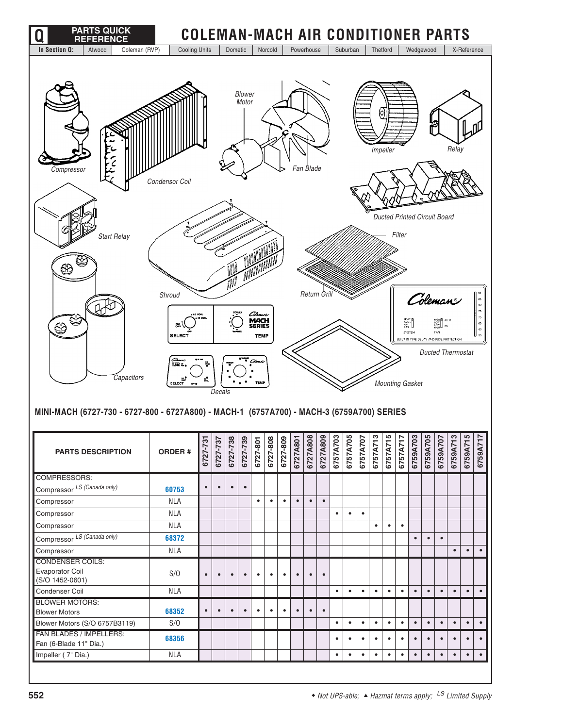# COLEMAN-MACH AIR CONDITIONER PARTS

Q PARTS QUICK REFERENCE

In Section Q: | Atwood | Coleman (RVP) | Cooling Units | Dometic | Norcold | Powerhouse | Suburban | Thetford | Wedgewood | X-Reference

Compressor · Condensor Coil · Blower Motor · Fan Blade · Impeller · Relay · Ducted Printed Circuit Board · Start Relay · Shroud · Filter · Return Grill · Ducted Thermostat · Capacitors · Decals · Mounting Gasket

## MINI-MACH (6727-730 - 6727-800 - 6727A800) - MACH-1 (6757A700) - MACH-3 (6759A700) SERIES

| PARTS DESCRIPTION | ORDER # | 6727-731 | 6727-737 | 6727-738 | 6727-739 | 6727-801 | 6727-808 | 6727-809 | 6727A801 | 6727A808 | 6727A809 | 6757A703 | 6757A705 | 6757A707 | 6757A713 | 6757A715 | 6757A717 | 6759A703 | 6759A705 | 6759A707 | 6759A713 | 6759A715 | 6759A717 |
|---|---|---|---|---|---|---|---|---|---|---|---|---|---|---|---|---|---|---|---|---|---|---|---|
| COMPRESSORS: | | | | | | | | | | | | | | | | | | | | | | | |
| Compressor LS (Canada only) | 60753 | • | • | • | • | | | | | | | | | | | | | | | | | | |
| Compressor | NLA | | | | | • | • | • | • | • | • | | | | | | | | | | | | |
| Compressor | NLA | | | | | | | | | | | • | • | • | | | | | | | | | |
| Compressor | NLA | | | | | | | | | | | | | | • | • | • | | | | | | |
| Compressor LS (Canada only) | 68372 | | | | | | | | | | | | | | | | | • | • | • | | | |
| Compressor | NLA | | | | | | | | | | | | | | | | | | | | • | • | • |
| CONDENSER COILS: Evaporator Coil (S/O 1452-0601) | S/O | • | • | • | • | • | • | • | • | • | • | | | | | | | | | | | | |
| Condenser Coil | NLA | | | | | | | | | | | • | • | • | • | • | • | • | • | • | • | • | • |
| BLOWER MOTORS: Blower Motors | 68352 | • | • | • | • | • | • | • | • | • | • | | | | | | | | | | | | |
| Blower Motors (S/O 6757B3119) | S/O | | | | | | | | | | | • | • | • | • | • | • | • | • | • | • | • | • |
| FAN BLADES / IMPELLERS: Fan (6-Blade 11" Dia.) | 68356 | | | | | | | | | | | • | • | • | • | • | • | • | • | • | • | • | • |
| Impeller ( 7" Dia.) | NLA | | | | | | | | | | | • | • | • | • | • | • | • | • | • | • | • | • |

◆ Not UPS-able; ▲ Hazmat terms apply; LS Limited Supply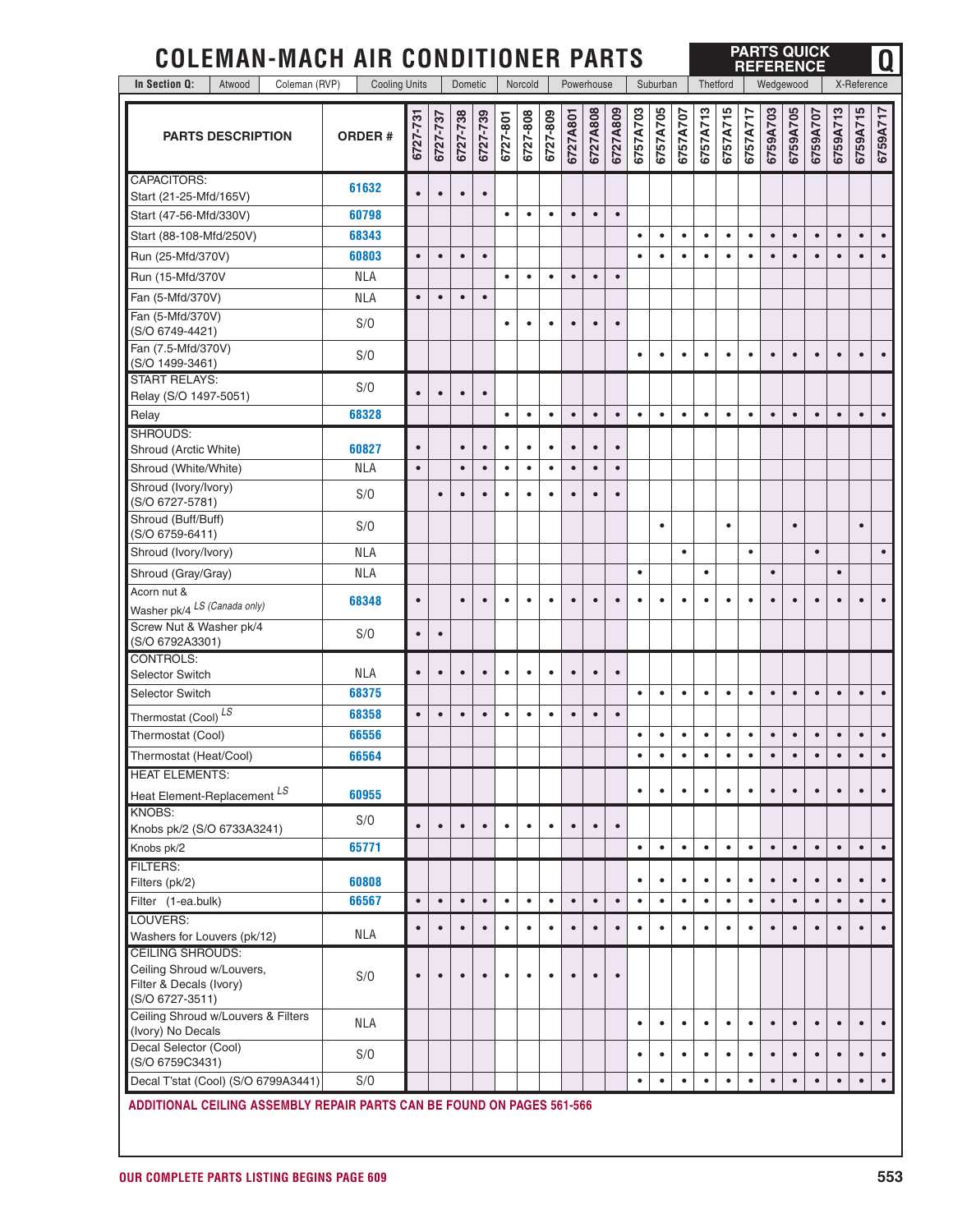# COLEMAN-MACH AIR CONDITIONER PARTS

**PARTS QUICK REFERENCE — Q**

| PARTS DESCRIPTION | ORDER # | 6727-731 | 6727-737 | 6727-738 | 6727-739 | 6727-801 | 6727-808 | 6727-809 | 6727A801 | 6727A808 | 6727A809 | 6757A703 | 6757A705 | 6757A707 | 6757A713 | 6757A715 | 6757A717 | 6759A703 | 6759A705 | 6759A707 | 6759A713 | 6759A715 | 6759A717 |
|---|---|---|---|---|---|---|---|---|---|---|---|---|---|---|---|---|---|---|---|---|---|---|---|
| CAPACITORS: Start (21-25-Mfd/165V) | 61632 | • | • | • | • | | | | | | | | | | | | | | | | | | |
| Start (47-56-Mfd/330V) | 60798 | | | | | • | • | • | • | • | • | | | | | | | | | | | | |
| Start (88-108-Mfd/250V) | 68343 | | | | | | | | | | | • | • | • | • | • | • | • | • | • | • | • | • |
| Run (25-Mfd/370V) | 60803 | • | • | • | • | | | | | | | • | • | • | • | • | • | • | • | • | • | • | • |
| Run (15-Mfd/370V | NLA | | | | | • | • | • | • | • | • | | | | | | | | | | | | |
| Fan (5-Mfd/370V) | NLA | • | • | • | • | | | | | | | | | | | | | | | | | | |
| Fan (5-Mfd/370V) (S/O 6749-4421) | S/O | | | | | • | • | • | • | • | • | | | | | | | | | | | | |
| Fan (7.5-Mfd/370V) (S/O 1499-3461) | S/O | | | | | | | | | | | • | • | • | • | • | • | • | • | • | • | • | • |
| START RELAYS: Relay (S/O 1497-5051) | S/O | • | • | • | • | | | | | | | | | | | | | | | | | | |
| Relay | 68328 | | | | | • | • | • | • | • | • | • | • | • | • | • | • | • | • | • | • | • | • |
| SHROUDS: Shroud (Arctic White) | 60827 | • | | • | • | • | • | • | • | • | • | | | | | | | | | | | | |
| Shroud (White/White) | NLA | • | | • | • | • | • | • | • | • | • | | | | | | | | | | | | |
| Shroud (Ivory/Ivory) (S/O 6727-5781) | S/O | | • | • | • | • | • | • | • | • | • | | | | | | | | | | | | |
| Shroud (Buff/Buff) (S/O 6759-6411) | S/O | | | | | | | | | | | | • | | | • | | | • | | | • | |
| Shroud (Ivory/Ivory) | NLA | | | | | | | | | | | | | • | | | • | | | • | | | • |
| Shroud (Gray/Gray) | NLA | | | | | | | | | | | • | | | • | | | • | | | • | | |
| Acorn nut & Washer pk/4 *LS (Canada only)* | 68348 | • | | • | • | • | • | • | • | • | • | • | • | • | • | • | • | • | • | • | • | • | • |
| Screw Nut & Washer pk/4 (S/O 6792A3301) | S/O | • | • | | | | | | | | | | | | | | | | | | | | |
| CONTROLS: Selector Switch | NLA | • | • | • | • | • | • | • | • | • | • | | | | | | | | | | | | |
| Selector Switch | 68375 | | | | | | | | | | | • | • | • | • | • | • | • | • | • | • | • | • |
| Thermostat (Cool) *LS* | 68358 | • | • | • | • | • | • | • | • | • | • | | | | | | | | | | | | |
| Thermostat (Cool) | 66556 | | | | | | | | | | | • | • | • | • | • | • | • | • | • | • | • | • |
| Thermostat (Heat/Cool) | 66564 | | | | | | | | | | | • | • | • | • | • | • | • | • | • | • | • | • |
| HEAT ELEMENTS: Heat Element-Replacement *LS* | 60955 | | | | | | | | | | | • | • | • | • | • | • | • | • | • | • | • | • |
| KNOBS: Knobs pk/2 (S/O 6733A3241) | S/O | • | • | • | • | • | • | • | • | • | • | | | | | | | | | | | | |
| Knobs pk/2 | 65771 | | | | | | | | | | | • | • | • | • | • | • | • | • | • | • | • | • |
| FILTERS: Filters (pk/2) | 60808 | | | | | | | | | | | • | • | • | • | • | • | • | • | • | • | • | • |
| Filter (1-ea.bulk) | 66567 | • | • | • | • | • | • | • | • | • | • | • | • | • | • | • | • | • | • | • | • | • | • |
| LOUVERS: Washers for Louvers (pk/12) | NLA | • | • | • | • | • | • | • | • | • | • | • | • | • | • | • | • | • | • | • | • | • | • |
| CEILING SHROUDS: Ceiling Shroud w/Louvers, Filter & Decals (Ivory) (S/O 6727-3511) | S/O | • | • | • | • | • | • | • | • | • | • | | | | | | | | | | | | |
| Ceiling Shroud w/Louvers & Filters (Ivory) No Decals | NLA | | | | | | | | | | | • | • | • | • | • | • | • | • | • | • | • | • |
| Decal Selector (Cool) (S/O 6759C3431) | S/O | | | | | | | | | | | • | • | • | • | • | • | • | • | • | • | • | • |
| Decal T'stat (Cool) (S/O 6799A3441) | S/O | | | | | | | | | | | • | • | • | • | • | • | • | • | • | • | • | • |

**ADDITIONAL CEILING ASSEMBLY REPAIR PARTS CAN BE FOUND ON PAGES 561-566**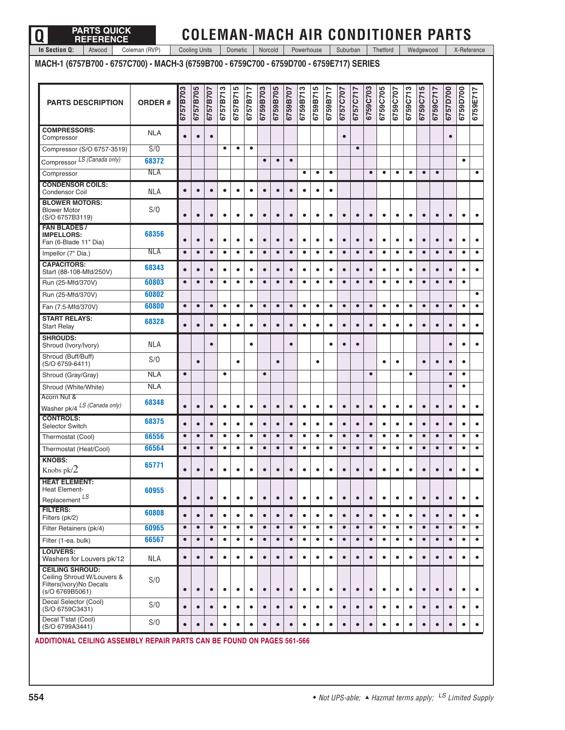## COLEMAN-MACH AIR CONDITIONER PARTS

### MACH-1 (6757B700 - 6757C700) - MACH-3 (6759B700 - 6759C700 - 6759D700 - 6759E717) SERIES

| PARTS DESCRIPTION | ORDER # | 6757B703 | 6757B705 | 6757B707 | 6757B713 | 6757B715 | 6757B717 | 6759B703 | 6759B705 | 6759B707 | 6759B713 | 6759B715 | 6759B717 | 6757C707 | 6757C717 | 6759C703 | 6759C705 | 6759C707 | 6759C713 | 6759C715 | 6759C717 | 6757D700 | 6759D700 | 6759E717 |
|---|---|---|---|---|---|---|---|---|---|---|---|---|---|---|---|---|---|---|---|---|---|---|---|---|
| **COMPRESSORS:** Compressor | NLA | • | • | • | | | | | | | | | | • | | | | | | | | • | | |
| Compressor (S/O 6757-3519) | S/O | | | | • | • | • | | | | | | | | • | | | | | | | | | |
| Compressor *LS (Canada only)* | 68372 | | | | | | | • | • | • | | | | | | | | | | | | | • | |
| Compressor | NLA | | | | | | | | | | • | • | • | | | • | • | • | • | • | • | | | • |
| **CONDENSOR COILS:** Condensor Coil | NLA | • | • | • | • | • | • | • | • | • | • | • | • | | | | | | | | | | | |
| **BLOWER MOTORS:** Blower Motor (S/O 6757B3119) | S/O | • | • | • | • | • | • | • | • | • | • | • | • | • | • | • | • | • | • | • | • | • | • | • |
| **FAN BLADES / IMPELLORS:** Fan (6-Blade 11" Dia) | 68356 | • | • | • | • | • | • | • | • | • | • | • | • | • | • | • | • | • | • | • | • | • | • | • |
| Impellor (7" Dia.) | NLA | • | • | • | • | • | • | • | • | • | • | • | • | • | • | • | • | • | • | • | • | • | • | • |
| **CAPACITORS:** Start (88-108-Mfd/250V) | 68343 | • | • | • | • | • | • | • | • | • | • | • | • | • | • | • | • | • | • | • | • | • | • | • |
| Run (25-Mfd/370V) | 60803 | • | • | • | • | • | • | • | • | • | • | • | • | • | • | • | • | • | • | • | • | • | • | |
| Run (25-Mfd/370V) | 60802 | | | | | | | | | | | | | | | | | | | | | | | • |
| Fan (7.5-Mfd/370V) | 60800 | • | • | • | • | • | • | • | • | • | • | • | • | • | • | • | • | • | • | • | • | • | • | • |
| **START RELAYS:** Start Relay | 68328 | • | • | • | • | • | • | • | • | • | • | • | • | • | • | • | • | • | • | • | • | • | • | • |
| **SHROUDS:** Shroud (Ivory/Ivory) | NLA | | | • | | | • | | | • | | | • | • | • | | | | | | | • | • | • |
| Shroud (Buff/Buff) (S/O 6759-6411) | S/O | | • | | | • | | | • | | | • | | | | | • | • | | • | • | • | • | |
| Shroud (Gray/Gray) | NLA | • | | | • | | | • | | | | | | | | • | | | • | | | • | • | |
| Shroud (White/White) | NLA | | | | | | | | | | | | | | | | | | | | | • | • | |
| Acorn Nut & Washer pk/4 *LS (Canada only)* | 68348 | • | • | • | • | • | • | • | • | • | • | • | • | • | • | • | • | • | • | • | • | • | • | • |
| **CONTROLS:** Selector Switch | 68375 | • | • | • | • | • | • | • | • | • | • | • | • | • | • | • | • | • | • | • | • | • | • | • |
| Thermostat (Cool) | 66556 | • | • | • | • | • | • | • | • | • | • | • | • | • | • | • | • | • | • | • | • | • | • | • |
| Thermostat (Heat/Cool) | 66564 | • | • | • | • | • | • | • | • | • | • | • | • | • | • | • | • | • | • | • | • | • | • | • |
| **KNOBS:** Knobs pk/2 | 65771 | • | • | • | • | • | • | • | • | • | • | • | • | • | • | • | • | • | • | • | • | • | • | • |
| **HEAT ELEMENT:** Heat Element-Replacement *LS* | 60955 | • | • | • | • | • | • | • | • | • | • | • | • | • | • | • | • | • | • | • | • | • | • | • |
| **FILTERS:** Filters (pk/2) | 60808 | • | • | • | • | • | • | • | • | • | • | • | • | • | • | • | • | • | • | • | • | • | • | • |
| Filter Retainers (pk/4) | 60965 | • | • | • | • | • | • | • | • | • | • | • | • | • | • | • | • | • | • | • | • | • | • | • |
| Filter (1-ea. bulk) | 66567 | • | • | • | • | • | • | • | • | • | • | • | • | • | • | • | • | • | • | • | • | • | • | • |
| **LOUVERS:** Washers for Louvers pk/12 | NLA | • | • | • | • | • | • | • | • | • | • | • | • | • | • | • | • | • | • | • | • | • | • | • |
| **CEILING SHROUD:** Ceiling Shroud W/Louvers & Filters(Ivory)No Decals (s/O 6769B5061) | S/O | • | • | • | • | • | • | • | • | • | • | • | • | • | • | • | • | • | • | • | • | • | • | • |
| Decal Selector (Cool) (S/O 6759C3431) | S/O | • | • | • | • | • | • | • | • | • | • | • | • | • | • | • | • | • | • | • | • | • | • | • |
| Decal T'stat (Cool) (S/O 6799A3441) | S/O | • | • | • | • | • | • | • | • | • | • | • | • | • | • | • | • | • | • | • | • | • | • | • |

**ADDITIONAL CEILING ASSEMBLY REPAIR PARTS CAN BE FOUND ON PAGES 561-566**

◆ *Not UPS-able;* ▲ *Hazmat terms apply;* *LS Limited Supply*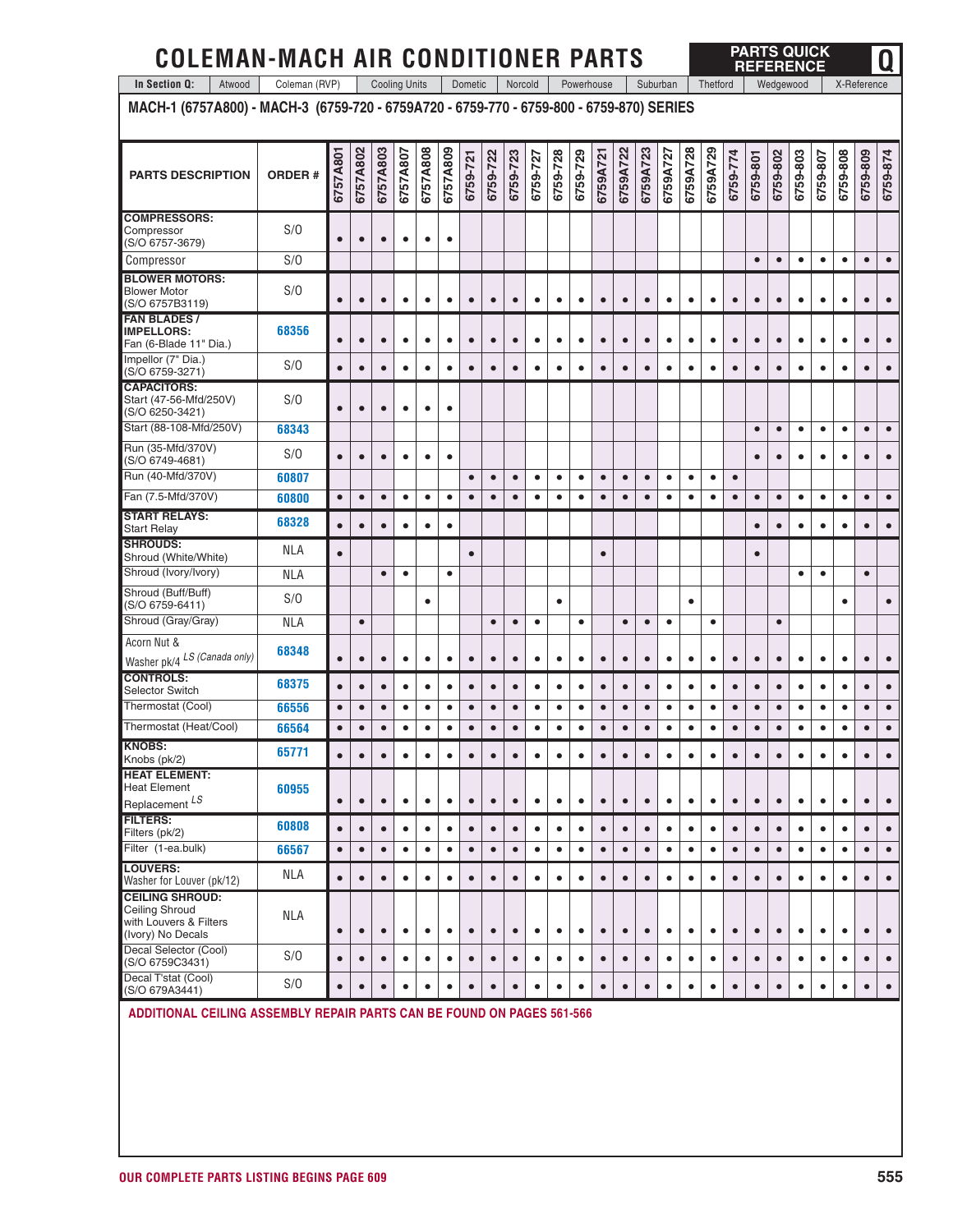# COLEMAN-MACH AIR CONDITIONER PARTS

## MACH-1 (6757A800) - MACH-3 (6759-720 - 6759A720 - 6759-770 - 6759-800 - 6759-870) SERIES

| PARTS DESCRIPTION | ORDER # | 6757A801 | 6757A802 | 6757A803 | 6757A807 | 6757A808 | 6757A809 | 6759-721 | 6759-722 | 6759-723 | 6759-727 | 6759-728 | 6759-729 | 6759A721 | 6759A722 | 6759A723 | 6759A727 | 6759A728 | 6759A729 | 6759-774 | 6759-801 | 6759-802 | 6759-803 | 6759-807 | 6759-808 | 6759-809 | 6759-874 |
|---|---|---|---|---|---|---|---|---|---|---|---|---|---|---|---|---|---|---|---|---|---|---|---|---|---|---|---|
| **COMPRESSORS:** Compressor (S/O 6757-3679) | S/0 | • | • | • | • | • | • | | | | | | | | | | | | | | | | | | | | |
| Compressor | S/0 | | | | | | | | | | | | | | | | | | | | • | • | • | • | • | • | • |
| **BLOWER MOTORS:** Blower Motor (S/O 6757B3119) | S/0 | • | • | • | • | • | • | • | • | • | • | • | • | • | • | • | • | • | • | • | • | • | • | • | • | • | • |
| **FAN BLADES / IMPELLORS:** Fan (6-Blade 11" Dia.) | 68356 | • | • | • | • | • | • | • | • | • | • | • | • | • | • | • | • | • | • | • | • | • | • | • | • | • | • |
| Impellor (7" Dia.) (S/O 6759-3271) | S/0 | • | • | • | • | • | • | • | • | • | • | • | • | • | • | • | • | • | • | • | • | • | • | • | • | • | • |
| **CAPACITORS:** Start (47-56-Mfd/250V) (S/O 6250-3421) | S/0 | • | • | • | • | • | • | | | | | | | | | | | | | | | | | | | | |
| Start (88-108-Mfd/250V) | 68343 | | | | | | | | | | | | | | | | | | | | • | • | • | • | • | • | • |
| Run (35-Mfd/370V) (S/O 6749-4681) | S/0 | • | • | • | • | • | • | | | | | | | | | | | | | | • | • | • | • | • | • | • |
| Run (40-Mfd/370V) | 60807 | | | | | | | • | • | • | • | • | • | • | • | • | • | • | • | • | | | | | | | |
| Fan (7.5-Mfd/370V) | 60800 | • | • | • | • | • | • | • | • | • | • | • | • | • | • | • | • | • | • | • | • | • | • | • | • | • | • |
| **START RELAYS:** Start Relay | 68328 | • | • | • | • | • | • | | | | | | | | | | | | | | • | • | • | • | • | • | • |
| **SHROUDS:** Shroud (White/White) | NLA | • | | | | | | • | | | | | | • | | | | | | | • | | | | | | |
| Shroud (Ivory/Ivory) | NLA | | | • | • | | • | | | | | | | | | | | | | | | | • | • | | • | |
| Shroud (Buff/Buff) (S/O 6759-6411) | S/0 | | | | | • | | | | | | • | | | | | | • | | | | | | | • | | • |
| Shroud (Gray/Gray) | NLA | | • | | | | | | • | • | • | | • | | • | • | • | | • | | | • | | | | | |
| Acorn Nut & Washer pk/4 *LS (Canada only)* | 68348 | • | • | • | • | • | • | • | • | • | • | • | • | • | • | • | • | • | • | • | • | • | • | • | • | • | • |
| **CONTROLS:** Selector Switch | 68375 | • | • | • | • | • | • | • | • | • | • | • | • | • | • | • | • | • | • | • | • | • | • | • | • | • | • |
| Thermostat (Cool) | 66556 | • | • | • | • | • | • | • | • | • | • | • | • | • | • | • | • | • | • | • | • | • | • | • | • | • | • |
| Thermostat (Heat/Cool) | 66564 | • | • | • | • | • | • | • | • | • | • | • | • | • | • | • | • | • | • | • | • | • | • | • | • | • | • |
| **KNOBS:** Knobs (pk/2) | 65771 | • | • | • | • | • | • | • | • | • | • | • | • | • | • | • | • | • | • | • | • | • | • | • | • | • | • |
| **HEAT ELEMENT:** Heat Element Replacement *LS* | 60955 | • | • | • | • | • | • | • | • | • | • | • | • | • | • | • | • | • | • | • | • | • | • | • | • | • | • |
| **FILTERS:** Filters (pk/2) | 60808 | • | • | • | • | • | • | • | • | • | • | • | • | • | • | • | • | • | • | • | • | • | • | • | • | • | • |
| Filter (1-ea.bulk) | 66567 | • | • | • | • | • | • | • | • | • | • | • | • | • | • | • | • | • | • | • | • | • | • | • | • | • | • |
| **LOUVERS:** Washer for Louver (pk/12) | NLA | • | • | • | • | • | • | • | • | • | • | • | • | • | • | • | • | • | • | • | • | • | • | • | • | • | • |
| **CEILING SHROUD:** Ceiling Shroud with Louvers & Filters (Ivory) No Decals | NLA | • | • | • | • | • | • | • | • | • | • | • | • | • | • | • | • | • | • | • | • | • | • | • | • | • | • |
| Decal Selector (Cool) (S/O 6759C3431) | S/0 | • | • | • | • | • | • | • | • | • | • | • | • | • | • | • | • | • | • | • | • | • | • | • | • | • | • |
| Decal T'stat (Cool) (S/O 679A3441) | S/0 | • | • | • | • | • | • | • | • | • | • | • | • | • | • | • | • | • | • | • | • | • | • | • | • | • | • |

**ADDITIONAL CEILING ASSEMBLY REPAIR PARTS CAN BE FOUND ON PAGES 561-566**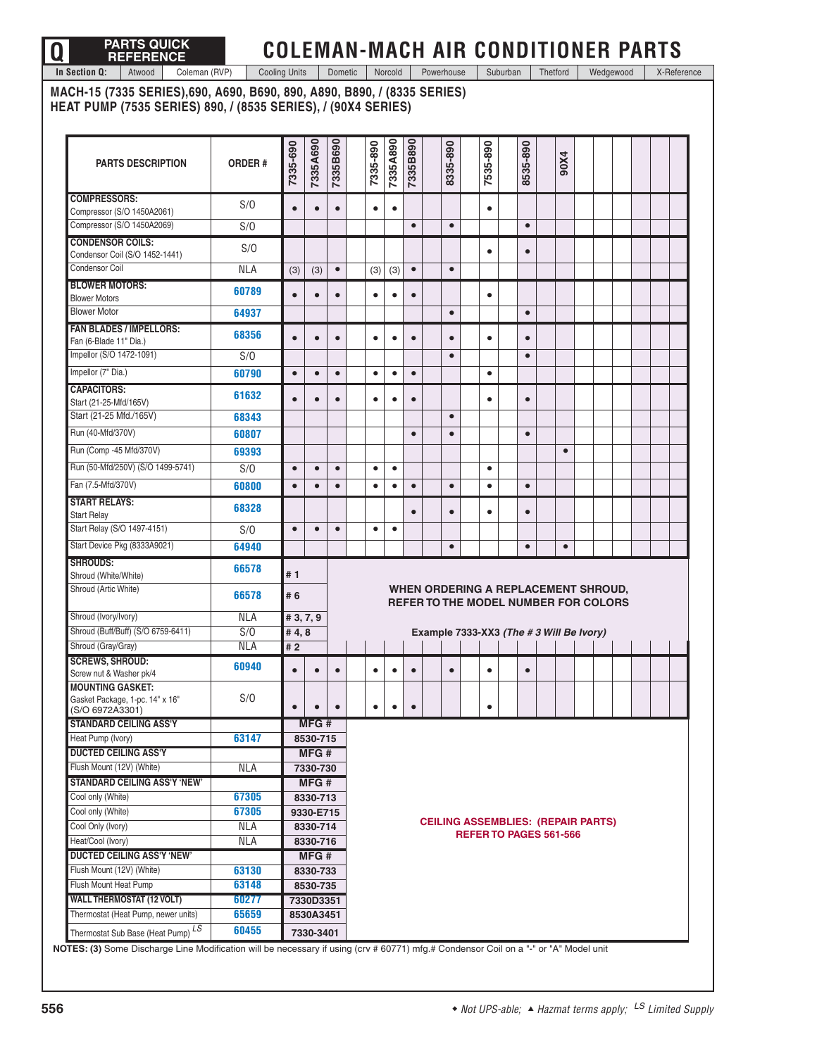# PARTS QUICK REFERENCE — COLEMAN-MACH AIR CONDITIONER PARTS

In Section Q: Atwood | Coleman (RVP) | Cooling Units | Dometic | Norcold | Powerhouse | Suburban | Thetford | Wedgewood | X-Reference

## MACH-15 (7335 SERIES),690, A690, B690, 890, A890, B890, / (8335 SERIES) HEAT PUMP (7535 SERIES) 890, / (8535 SERIES), / (90X4 SERIES)

| PARTS DESCRIPTION | ORDER # | 7335-690 | 7335A690 | 7335B690 | | 7335-890 | 7335A890 | 7335B890 | | 8335-890 | | 7535-890 | | 8535-890 | | 90X4 |
|---|---|---|---|---|---|---|---|---|---|---|---|---|---|---|---|---|
| **COMPRESSORS:** Compressor (S/O 1450A2061) | S/O | • | • | • | | • | • | | | | | • | | | | |
| Compressor (S/O 1450A2069) | S/O | | | | | | | • | | • | | | | • | | |
| **CONDENSOR COILS:** Condensor Coil (S/O 1452-1441) | S/O | | | | | | | | | | | • | | • | | |
| Condensor Coil | NLA | (3) | (3) | • | | (3) | (3) | • | | • | | | | | | |
| **BLOWER MOTORS:** Blower Motors | 60789 | • | • | • | | • | • | • | | | | • | | | | |
| Blower Motor | 64937 | | | | | | | | | • | | | | • | | |
| **FAN BLADES / IMPELLORS:** Fan (6-Blade 11" Dia.) | 68356 | • | • | • | | • | • | • | | • | | • | | • | | |
| Impellor (S/O 1472-1091) | S/O | | | | | | | | | • | | | | • | | |
| Impellor (7" Dia.) | 60790 | • | • | • | | • | • | • | | | | • | | | | |
| **CAPACITORS:** Start (21-25-Mfd/165V) | 61632 | • | • | • | | • | • | • | | | | • | | • | | |
| Start (21-25 Mfd./165V) | 68343 | | | | | | | | | • | | | | | | |
| Run (40-Mfd/370V) | 60807 | | | | | | | • | | • | | | | • | | |
| Run (Comp -45 Mfd/370V) | 69393 | | | | | | | | | | | | | | | • |
| Run (50-Mfd/250V) (S/O 1499-5741) | S/O | • | • | • | | • | • | | | | | • | | | | |
| Fan (7.5-Mfd/370V) | 60800 | • | • | • | | • | • | • | | • | | • | | • | | |
| **START RELAYS:** Start Relay | 68328 | | | | | | | • | | • | | • | | • | | |
| Start Relay (S/O 1497-4151) | S/O | • | • | • | | • | • | | | | | | | | | |
| Start Device Pkg (8333A9021) | 64940 | | | | | | | | | • | | | | • | | • |
| **SHROUDS:** Shroud (White/White) | 66578 | # 1 | | | | | | | | | | | | | | |
| Shroud (Artic White) | 66578 | # 6 | | | | | | | | | | | | | | |
| Shroud (Ivory/Ivory) | NLA | # 3, 7, 9 | | | | | | | | | | | | | | |
| Shroud (Buff/Buff) (S/O 6759-6411) | S/O | # 4, 8 | | | | | | | | | | | | | | |
| Shroud (Gray/Gray) | NLA | # 2 | | | | | | | | | | | | | | |
| **SCREWS, SHROUD:** Screw nut & Washer pk/4 | 60940 | • | • | • | | • | • | • | | • | | • | | • | | |
| **MOUNTING GASKET:** Gasket Package, 1-pc. 14" x 16" (S/O 6972A3301) | S/O | • | • | • | | • | • | • | | | | • | | | | |

**WHEN ORDERING A REPLACEMENT SHROUD, REFER TO THE MODEL NUMBER FOR COLORS**

**Example 7333-XX3** ***(The # 3 Will Be Ivory)***

| PARTS DESCRIPTION | ORDER # | MFG # |
|---|---|---|
| **STANDARD CEILING ASS'Y** | | **MFG #** |
| Heat Pump (Ivory) | 63147 | 8530-715 |
| **DUCTED CEILING ASS'Y** | | **MFG #** |
| Flush Mount (12V) (White) | NLA | 7330-730 |
| **STANDARD CEILING ASS'Y 'NEW'** | | **MFG #** |
| Cool only (White) | 67305 | 8330-713 |
| Cool only (White) | 67305 | 9330-E715 |
| Cool Only (Ivory) | NLA | 8330-714 |
| Heat/Cool (Ivory) | NLA | 8330-716 |
| **DUCTED CEILING ASS'Y 'NEW'** | | **MFG #** |
| Flush Mount (12V) (White) | 63130 | 8330-733 |
| Flush Mount Heat Pump | 63148 | 8530-735 |
| **WALL THERMOSTAT (12 VOLT)** | 60277 | 7330D3351 |
| Thermostat (Heat Pump, newer units) | 65659 | 8530A3451 |
| Thermostat Sub Base (Heat Pump) LS | 60455 | 7330-3401 |

**CEILING ASSEMBLIES: (REPAIR PARTS) REFER TO PAGES 561-566**

**NOTES: (3)** Some Discharge Line Modification will be necessary if using (crv # 60771) mfg.# Condensor Coil on a "-" or "A" Model unit

◆ *Not UPS-able;* ▲ *Hazmat terms apply;* LS *Limited Supply*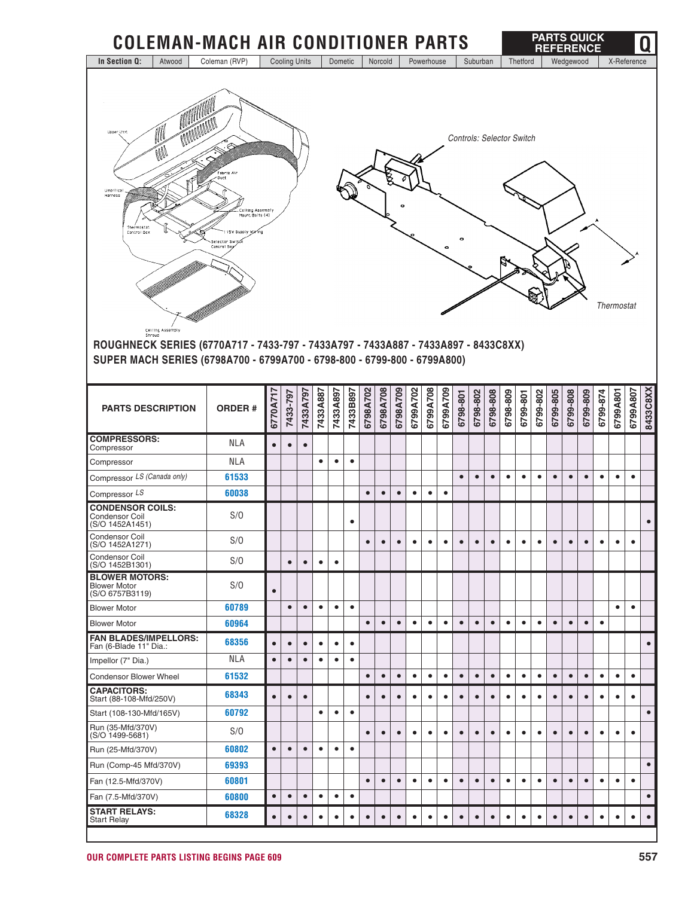# COLEMAN-MACH AIR CONDITIONER PARTS

**ROUGHNECK SERIES (6770A717 - 7433-797 - 7433A797 - 7433A887 - 7433A897 - 8433C8XX)**
**SUPER MACH SERIES (6798A700 - 6799A700 - 6798-800 - 6799-800 - 6799A800)**

| PARTS DESCRIPTION | ORDER # | 6770A717 | 7433-797 | 7433A797 | 7433A887 | 7433A897 | 7433B897 | 6798A702 | 6798A708 | 6798A709 | 6799A702 | 6799A708 | 6799A709 | 6798-801 | 6798-802 | 6798-808 | 6798-809 | 6799-801 | 6799-802 | 6799-805 | 6799-808 | 6799-809 | 6799-874 | 6799A801 | 6799A807 | 8433C8XX |
|---|---|---|---|---|---|---|---|---|---|---|---|---|---|---|---|---|---|---|---|---|---|---|---|---|---|---|
| **COMPRESSORS:** Compressor | NLA | • | • | • | | | | | | | | | | | | | | | | | | | | | | |
| Compressor | NLA | | | | • | • | • | | | | | | | | | | | | | | | | | | | |
| Compressor *LS (Canada only)* | 61533 | | | | | | | | | | | | | • | • | • | • | • | • | • | • | • | • | • | • | |
| Compressor *LS* | 60038 | | | | | | | • | • | • | • | • | • | | | | | | | | | | | | | |
| **CONDENSOR COILS:** Condensor Coil (S/O 1452A1451) | S/O | | | | | | • | | | | | | | | | | | | | | | | | | | • |
| Condensor Coil (S/O 1452A1271) | S/O | | | | | | | • | • | • | • | • | • | • | • | • | • | • | • | • | • | • | • | • | • | |
| Condensor Coil (S/O 1452B1301) | S/O | | • | • | • | • | | | | | | | | | | | | | | | | | | | | |
| **BLOWER MOTORS:** Blower Motor (S/O 6757B3119) | S/O | • | | | | | | | | | | | | | | | | | | | | | | | | |
| Blower Motor | 60789 | | • | • | • | • | • | | | | | | | | | | | | | | | | | • | • | |
| Blower Motor | 60964 | | | | | | | • | • | • | • | • | • | • | • | • | • | • | • | • | • | • | • | | | |
| **FAN BLADES/IMPELLORS:** Fan (6-Blade 11" Dia.: | 68356 | • | • | • | • | • | • | | | | | | | | | | | | | | | | | | | • |
| Impellor (7" Dia.) | NLA | • | • | • | • | • | • | | | | | | | | | | | | | | | | | | | |
| Condensor Blower Wheel | 61532 | | | | | | | • | • | • | • | • | • | • | • | • | • | • | • | • | • | • | • | • | • | |
| **CAPACITORS:** Start (88-108-Mfd/250V) | 68343 | • | • | • | | | | • | • | • | • | • | • | • | • | • | • | • | • | • | • | • | • | • | • | |
| Start (108-130-Mfd/165V) | 60792 | | | | • | • | • | | | | | | | | | | | | | | | | | | | • |
| Run (35-Mfd/370V) (S/O 1499-5681) | S/O | | | | | | | • | • | • | • | • | • | • | • | • | • | • | • | • | • | • | • | • | • | |
| Run (25-Mfd/370V) | 60802 | • | • | • | • | • | • | | | | | | | | | | | | | | | | | | | |
| Run (Comp-45 Mfd/370V) | 69393 | | | | | | | | | | | | | | | | | | | | | | | | | • |
| Fan (12.5-Mfd/370V) | 60801 | | | | | | | • | • | • | • | • | • | • | • | • | • | • | • | • | • | • | • | • | • | |
| Fan (7.5-Mfd/370V) | 60800 | • | • | • | • | • | • | | | | | | | | | | | | | | | | | | | • |
| **START RELAYS:** Start Relay | 68328 | • | • | • | • | • | • | • | • | • | • | • | • | • | • | • | • | • | • | • | • | • | • | • | • | • |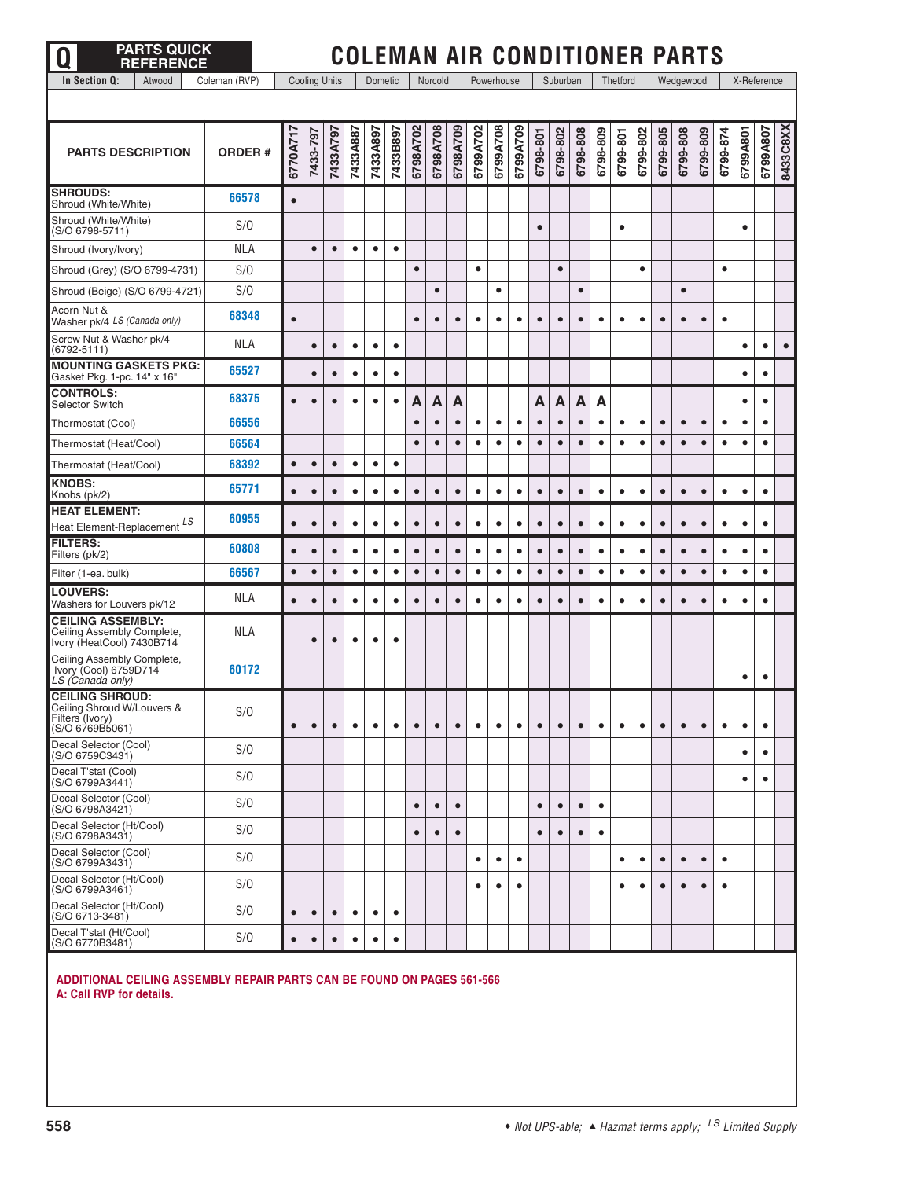# COLEMAN AIR CONDITIONER PARTS

**Q — PARTS QUICK REFERENCE**

| In Section Q: | Atwood | Coleman (RVP) | Cooling Units | Dometic | Norcold | Powerhouse | Suburban | Thetford | Wedgewood | X-Reference |
|---|---|---|---|---|---|---|---|---|---|---|

| PARTS DESCRIPTION | ORDER # | 6770A717 | 7433-797 | 7433A797 | 7433A887 | 7433A897 | 7433B897 | 6798A702 | 6798A708 | 6798A709 | 6799A702 | 6799A708 | 6799A709 | 6798-801 | 6798-802 | 6798-808 | 6798-809 | 6799-801 | 6799-802 | 6799-805 | 6799-808 | 6799-809 | 6799-874 | 6799A801 | 6799A807 | 8433C8XX |
|---|---|---|---|---|---|---|---|---|---|---|---|---|---|---|---|---|---|---|---|---|---|---|---|---|---|---|
| **SHROUDS:** Shroud (White/White) | 66578 | • | | | | | | | | | | | | | | | | | | | | | | | | |
| Shroud (White/White) (S/O 6798-5711) | S/O | | | | | | | | | | | | | • | | | | • | | | | | | • | | |
| Shroud (Ivory/Ivory) | NLA | | • | • | • | • | • | | | | | | | | | | | | | | | | | | | |
| Shroud (Grey) (S/O 6799-4731) | S/O | | | | | | | • | | | • | | | | • | | | | • | | | | • | | | |
| Shroud (Beige) (S/O 6799-4721) | S/O | | | | | | | | • | | | • | | | | • | | | | | • | | | | | |
| Acorn Nut & Washer pk/4 *LS (Canada only)* | 68348 | • | | | | | | • | • | • | • | • | • | • | • | • | • | • | • | • | • | • | • | | | |
| Screw Nut & Washer pk/4 (6792-5111) | NLA | | • | • | • | • | • | | | | | | | | | | | | | | | | | • | • | • |
| **MOUNTING GASKETS PKG:** Gasket Pkg. 1-pc. 14" x 16" | 65527 | | • | • | • | • | • | | | | | | | | | | | | | | | | | • | • | |
| **CONTROLS:** Selector Switch | 68375 | • | • | • | • | • | • | A | A | A | | | | A | A | A | A | | | | | | | • | • | |
| Thermostat (Cool) | 66556 | | | | | | | • | • | • | • | • | • | • | • | • | • | • | • | • | • | • | • | • | • | |
| Thermostat (Heat/Cool) | 66564 | | | | | | | • | • | • | • | • | • | • | • | • | • | • | • | • | • | • | • | • | • | |
| Thermostat (Heat/Cool) | 68392 | • | • | • | • | • | • | | | | | | | | | | | | | | | | | | | |
| **KNOBS:** Knobs (pk/2) | 65771 | • | • | • | • | • | • | • | • | • | • | • | • | • | • | • | • | • | • | • | • | • | • | • | • | |
| **HEAT ELEMENT:** Heat Element-Replacement *LS* | 60955 | • | • | • | • | • | • | • | • | • | • | • | • | • | • | • | • | • | • | • | • | • | • | • | • | |
| **FILTERS:** Filters (pk/2) | 60808 | • | • | • | • | • | • | • | • | • | • | • | • | • | • | • | • | • | • | • | • | • | • | • | • | |
| Filter (1-ea. bulk) | 66567 | • | • | • | • | • | • | • | • | • | • | • | • | • | • | • | • | • | • | • | • | • | • | • | • | |
| **LOUVERS:** Washers for Louvers pk/12 | NLA | • | • | • | • | • | • | • | • | • | • | • | • | • | • | • | • | • | • | • | • | • | • | • | • | |
| **CEILING ASSEMBLY:** Ceiling Assembly Complete, Ivory (HeatCool) 7430B714 | NLA | | • | • | • | • | • | | | | | | | | | | | | | | | | | | | |
| Ceiling Assembly Complete, Ivory (Cool) 6759D714 *LS (Canada only)* | 60172 | | | | | | | | | | | | | | | | | | | | | | | • | • | |
| **CEILING SHROUD:** Ceiling Shroud W/Louvers & Filters (Ivory) (S/O 6769B5061) | S/O | • | • | • | • | • | • | • | • | • | • | • | • | • | • | • | • | • | • | • | • | • | • | • | • | |
| Decal Selector (Cool) (S/O 6759C3431) | S/O | | | | | | | | | | | | | | | | | | | | | | | • | • | |
| Decal T'stat (Cool) (S/O 6799A3441) | S/O | | | | | | | | | | | | | | | | | | | | | | | • | • | |
| Decal Selector (Cool) (S/O 6798A3421) | S/O | | | | | | | • | • | • | | | | • | • | • | • | | | | | | | | | |
| Decal Selector (Ht/Cool) (S/O 6798A3431) | S/O | | | | | | | • | • | • | | | | • | • | • | • | | | | | | | | | |
| Decal Selector (Cool) (S/O 6799A3431) | S/O | | | | | | | | | | • | • | • | | | | | • | • | • | • | • | • | | | |
| Decal Selector (Ht/Cool) (S/O 6799A3461) | S/O | | | | | | | | | | • | • | • | | | | | • | • | • | • | • | • | | | |
| Decal Selector (Ht/Cool) (S/O 6713-3481) | S/O | • | • | • | • | • | • | | | | | | | | | | | | | | | | | | | |
| Decal T'stat (Ht/Cool) (S/O 6770B3481) | S/O | • | • | • | • | • | • | | | | | | | | | | | | | | | | | | | |

**ADDITIONAL CEILING ASSEMBLY REPAIR PARTS CAN BE FOUND ON PAGES 561-566**
**A: Call RVP for details.**

◆ *Not UPS-able;* ▲ *Hazmat terms apply;* *LS Limited Supply*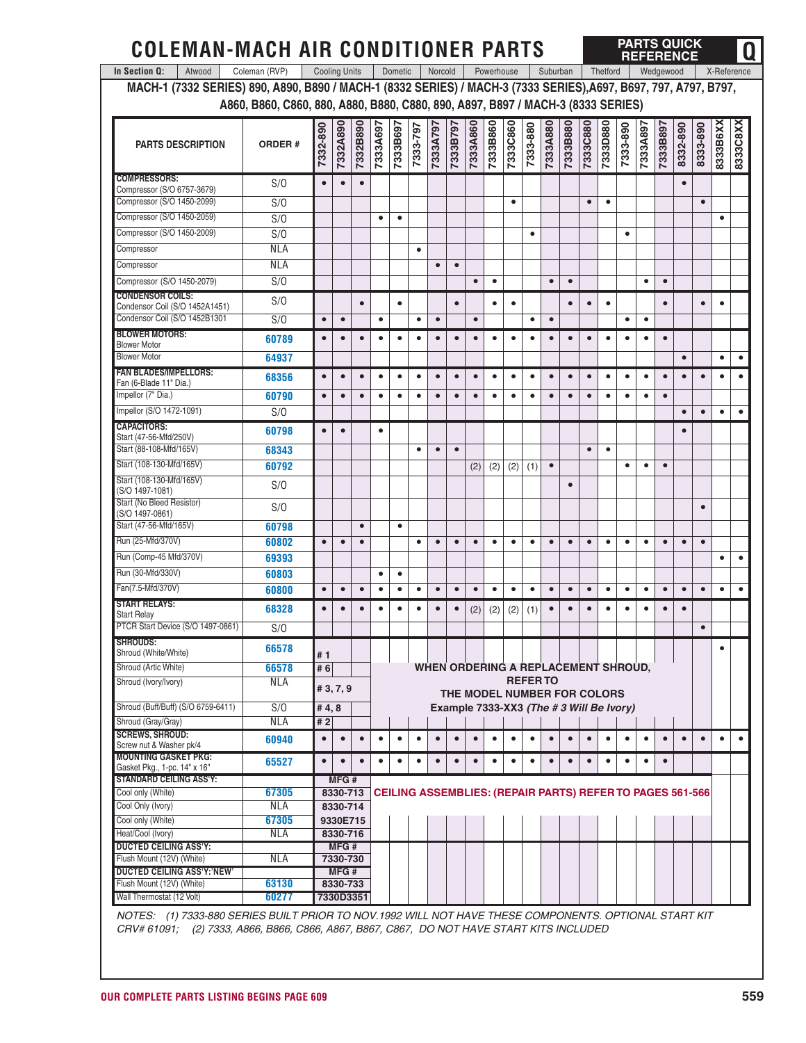# COLEMAN-MACH AIR CONDITIONER PARTS

**PARTS QUICK REFERENCE Q**

| In Section Q: | Atwood | Coleman (RVP) | Cooling Units | Dometic | Norcold | Powerhouse | Suburban | Thetford | Wedgewood | X-Reference |
|---|---|---|---|---|---|---|---|---|---|---|

## MACH-1 (7332 SERIES) 890, A890, B890 / MACH-1 (8332 SERIES) / MACH-3 (7333 SERIES),A697, B697, 797, A797, B797, A860, B860, C860, 880, A880, B880, C880, 890, A897, B897 / MACH-3 (8333 SERIES)

| PARTS DESCRIPTION | ORDER # | 7332-890 | 7332A890 | 7332B890 | 7333A697 | 7333B697 | 7333-797 | 7333A797 | 7333B797 | 7333A860 | 7333B860 | 7333C860 | 7333-880 | 7333A880 | 7333B880 | 7333C880 | 7333D880 | 7333-890 | 7333A897 | 7333B897 | 8332-890 | 8333-890 | 8333B6XX | 8333C8XX |
|---|---|---|---|---|---|---|---|---|---|---|---|---|---|---|---|---|---|---|---|---|---|---|---|---|
| **COMPRESSORS:** Compressor (S/O 6757-3679) | S/O | • | • | • | | | | | | | | | | | | | | | | | • | | | |
| Compressor (S/O 1450-2099) | S/O | | | | | | | | | | | • | | | | • | • | | | | | • | | |
| Compressor (S/O 1450-2059) | S/O | | | | • | • | | | | | | | | | | | | | | | | | • | |
| Compressor (S/O 1450-2009) | S/O | | | | | | | | | | | | • | | | | | • | | | | | | |
| Compressor | NLA | | | | | | • | | | | | | | | | | | | | | | | | |
| Compressor | NLA | | | | | | | • | • | | | | | | | | | | | | | | | |
| Compressor (S/O 1450-2079) | S/O | | | | | | | | | • | • | | | • | • | | | | • | • | | | | |
| **CONDENSOR COILS:** Condensor Coil (S/O 1452A1451) | S/O | | | • | | • | | | • | | • | • | | | • | • | • | | | • | | • | • | |
| Condensor Coil (S/O 1452B1301 | S/O | • | • | | • | | • | • | | • | | | • | • | | | | • | • | | | | | |
| **BLOWER MOTORS:** Blower Motor | 60789 | • | • | • | • | • | • | • | • | • | • | • | • | • | • | • | • | • | • | • | | | | |
| Blower Motor | 64937 | | | | | | | | | | | | | | | | | | | | • | | • | • |
| **FAN BLADES/IMPELLORS:** Fan (6-Blade 11" Dia.) | 68356 | • | • | • | • | • | • | • | • | • | • | • | • | • | • | • | • | • | • | • | • | • | • | • |
| Impellor (7" Dia.) | 60790 | • | • | • | • | • | • | • | • | • | • | • | • | • | • | • | • | • | • | • | | | | |
| Impellor (S/O 1472-1091) | S/O | | | | | | | | | | | | | | | | | | | | • | • | • | • |
| **CAPACITORS:** Start (47-56-Mfd/250V) | 60798 | • | • | | • | | | | | | | | | | | | | | | | • | | | |
| Start (88-108-Mfd/165V) | 68343 | | | | | | • | • | • | | | | | | | • | • | | | | | | | |
| Start (108-130-Mfd/165V) | 60792 | | | | | | | | | (2) | (2) | (2) | (1) | • | | | | • | • | • | | | | |
| Start (108-130-Mfd/165V) (S/O 1497-1081) | S/O | | | | | | | | | | | | | | • | | | | | | | | | |
| Start (No Bleed Resistor) (S/O 1497-0861) | S/O | | | | | | | | | | | | | | | | | | | | | • | | |
| Start (47-56-Mfd/165V) | 60798 | | | • | | • | | | | | | | | | | | | | | | | | | |
| Run (25-Mfd/370V) | 60802 | • | • | • | | | • | • | • | • | • | • | • | • | • | • | • | • | • | • | • | • | | |
| Run (Comp-45 Mfd/370V) | 69393 | | | | | | | | | | | | | | | | | | | | | | • | • |
| Run (30-Mfd/330V) | 60803 | | | | • | • | | | | | | | | | | | | | | | | | | |
| Fan(7.5-Mfd/370V) | 60800 | • | • | • | • | • | • | • | • | • | • | • | • | • | • | • | • | • | • | • | • | • | • | • |
| **START RELAYS:** Start Relay | 68328 | • | • | • | • | • | • | • | • | (2) | (2) | (2) | (1) | • | • | • | • | • | • | • | • | | | |
| PTCR Start Device (S/O 1497-0861) | S/O | | | | | | | | | | | | | | | | | | | | | • | | |
| **SHROUDS:** Shroud (White/White) | 66578 | # 1 | | | | | | | | | | | | | | | | | | | | | • | |
| Shroud (Artic White) | 66578 | # 6 | | | | | | | | | | | | | | | | | | | | | | |
| Shroud (Ivory/Ivory) | NLA | # 3, 7, 9 | | | | | | | | | | | | | | | | | | | | | | |
| Shroud (Buff/Buff) (S/O 6759-6411) | S/O | # 4, 8 | | | | | | | | | | | | | | | | | | | | | | |
| Shroud (Gray/Gray) | NLA | # 2 | | | | | | | | | | | | | | | | | | | | | | |
| **SCREWS, SHROUD:** Screw nut & Washer pk/4 | 60940 | • | • | • | • | • | • | • | • | • | • | • | • | • | • | • | • | • | • | • | • | • | • | • |
| **MOUNTING GASKET PKG:** Gasket Pkg., 1-pc. 14" x 16" | 65527 | • | • | • | • | • | • | • | • | • | • | • | • | • | • | • | • | • | • | • | | | | |
| **STANDARD CEILING ASS'Y:** | | MFG # | | | | | | | | | | | | | | | | | | | | | | |
| Cool only (White) | 67305 | 8330-713 | | | | | | | | | | | | | | | | | | | | | | |
| Cool Only (Ivory) | NLA | 8330-714 | | | | | | | | | | | | | | | | | | | | | | |
| Cool only (White) | 67305 | 9330E715 | | | | | | | | | | | | | | | | | | | | | | |
| Heat/Cool (Ivory) | NLA | 8330-716 | | | | | | | | | | | | | | | | | | | | | | |
| **DUCTED CEILING ASS'Y:** | | MFG # | | | | | | | | | | | | | | | | | | | | | | |
| Flush Mount (12V) (White) | NLA | 7330-730 | | | | | | | | | | | | | | | | | | | | | | |
| **DUCTED CEILING ASS'Y:'NEW'** | | MFG # | | | | | | | | | | | | | | | | | | | | | | |
| Flush Mount (12V) (White) | 63130 | 8330-733 | | | | | | | | | | | | | | | | | | | | | | |
| Wall Thermostat (12 Volt) | 60277 | 7330D3351 | | | | | | | | | | | | | | | | | | | | | | |

**WHEN ORDERING A REPLACEMENT SHROUD, REFER TO THE MODEL NUMBER FOR COLORS**
**Example 7333-XX3 *(The # 3 Will Be Ivory)***

**CEILING ASSEMBLIES: (REPAIR PARTS) REFER TO PAGES 561-566**

*NOTES: (1) 7333-880 SERIES BUILT PRIOR TO NOV.1992 WILL NOT HAVE THESE COMPONENTS. OPTIONAL START KIT CRV# 61091; (2) 7333, A866, B866, C866, A867, B867, C867, DO NOT HAVE START KITS INCLUDED*

OUR COMPLETE PARTS LISTING BEGINS PAGE 609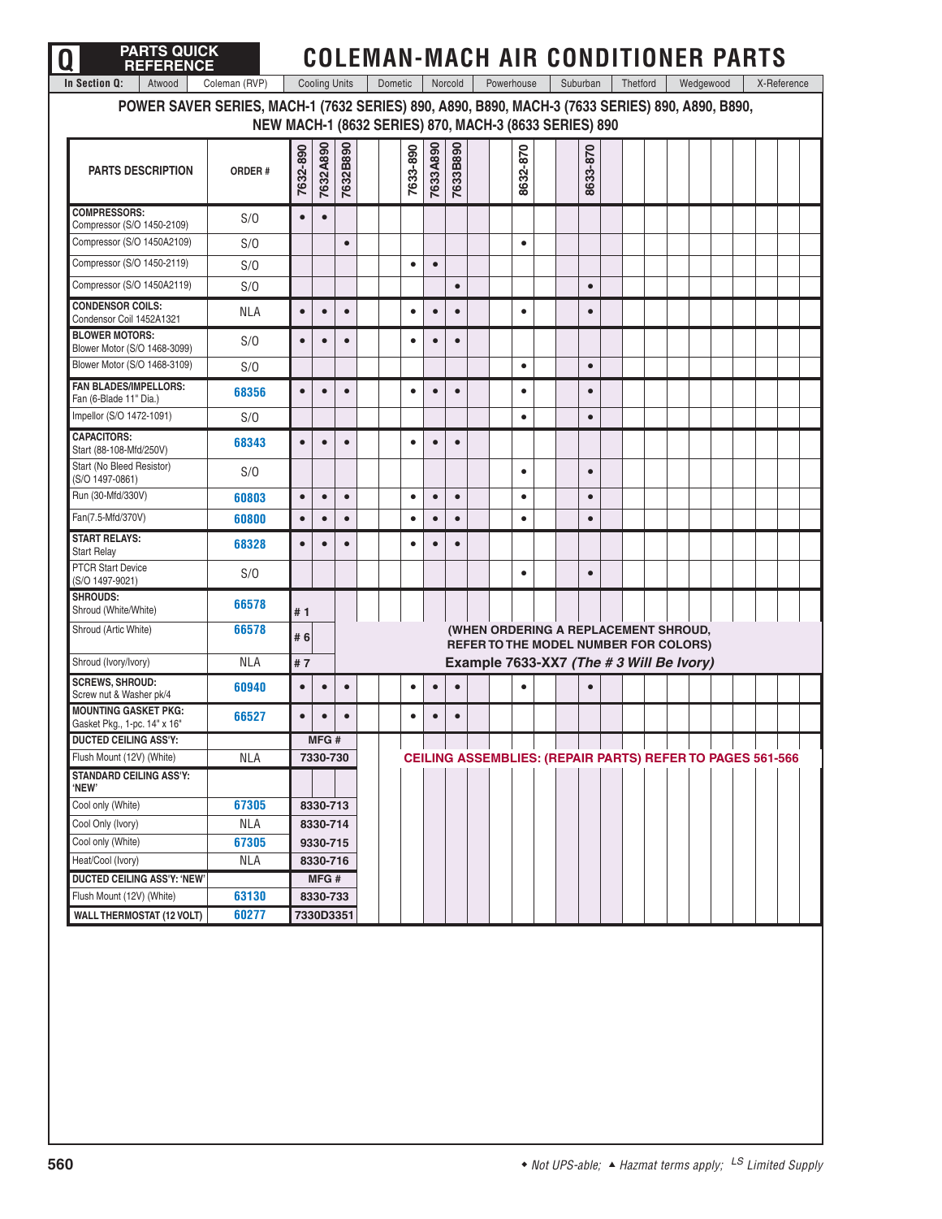# COLEMAN-MACH AIR CONDITIONER PARTS

In Section Q: Atwood | Coleman (RVP) | Cooling Units | Dometic | Norcold | Powerhouse | Suburban | Thetford | Wedgewood | X-Reference

## POWER SAVER SERIES, MACH-1 (7632 SERIES) 890, A890, B890, MACH-3 (7633 SERIES) 890, A890, B890, NEW MACH-1 (8632 SERIES) 870, MACH-3 (8633 SERIES) 890

| PARTS DESCRIPTION | ORDER # | 7632-890 | 7632A890 | 7632B890 | 7633-890 | 7633A890 | 7633B890 | 8632-870 | 8633-870 |
|---|---|---|---|---|---|---|---|---|---|
| **COMPRESSORS:** Compressor (S/O 1450-2109) | S/O | • | • | | | | | | |
| Compressor (S/O 1450A2109) | S/O | | | • | | | | • | |
| Compressor (S/O 1450-2119) | S/O | | | | • | • | | | |
| Compressor (S/O 1450A2119) | S/O | | | | | | • | | • |
| **CONDENSOR COILS:** Condensor Coil 1452A1321 | NLA | • | • | • | • | • | • | • | • |
| **BLOWER MOTORS:** Blower Motor (S/O 1468-3099) | S/O | • | • | • | • | • | • | | |
| Blower Motor (S/O 1468-3109) | S/O | | | | | | | • | • |
| **FAN BLADES/IMPELLORS:** Fan (6-Blade 11" Dia.) | 68356 | • | • | • | • | • | • | • | • |
| Impellor (S/O 1472-1091) | S/O | | | | | | | • | • |
| **CAPACITORS:** Start (88-108-Mfd/250V) | 68343 | • | • | • | • | • | • | | |
| Start (No Bleed Resistor) (S/O 1497-0861) | S/O | | | | | | | • | • |
| Run (30-Mfd/330V) | 60803 | • | • | • | • | • | • | • | • |
| Fan(7.5-Mfd/370V) | 60800 | • | • | • | • | • | • | • | • |
| **START RELAYS:** Start Relay | 68328 | • | • | • | • | • | • | | |
| PTCR Start Device (S/O 1497-9021) | S/O | | | | | | | • | • |
| **SHROUDS:** Shroud (White/White) | 66578 | # 1 | | | | | | | |
| Shroud (Artic White) | 66578 | # 6 | | | | | | | |
| Shroud (Ivory/Ivory) | NLA | # 7 | | | | | | | |
| **SCREWS, SHROUD:** Screw nut & Washer pk/4 | 60940 | • | • | • | • | • | • | • | • |
| **MOUNTING GASKET PKG:** Gasket Pkg., 1-pc. 14" x 16" | 66527 | • | • | • | • | • | • | | |
| **DUCTED CEILING ASS'Y:** | | MFG # | | | | | | | |
| Flush Mount (12V) (White) | NLA | 7330-730 | | | | | | | |
| **STANDARD CEILING ASS'Y: 'NEW'** | | | | | | | | | |
| Cool only (White) | 67305 | 8330-713 | | | | | | | |
| Cool Only (Ivory) | NLA | 8330-714 | | | | | | | |
| Cool only (White) | 67305 | 9330-715 | | | | | | | |
| Heat/Cool (Ivory) | NLA | 8330-716 | | | | | | | |
| **DUCTED CEILING ASS'Y: 'NEW'** | | MFG # | | | | | | | |
| Flush Mount (12V) (White) | 63130 | 8330-733 | | | | | | | |
| **WALL THERMOSTAT (12 VOLT)** | 60277 | 7330D3351 | | | | | | | |

**(WHEN ORDERING A REPLACEMENT SHROUD, REFER TO THE MODEL NUMBER FOR COLORS)**
**Example 7633-XX7 *(The # 3 Will Be Ivory)***

**CEILING ASSEMBLIES: (REPAIR PARTS) REFER TO PAGES 561-566**

◆ *Not UPS-able;* ▲ *Hazmat terms apply;* [LS] *Limited Supply*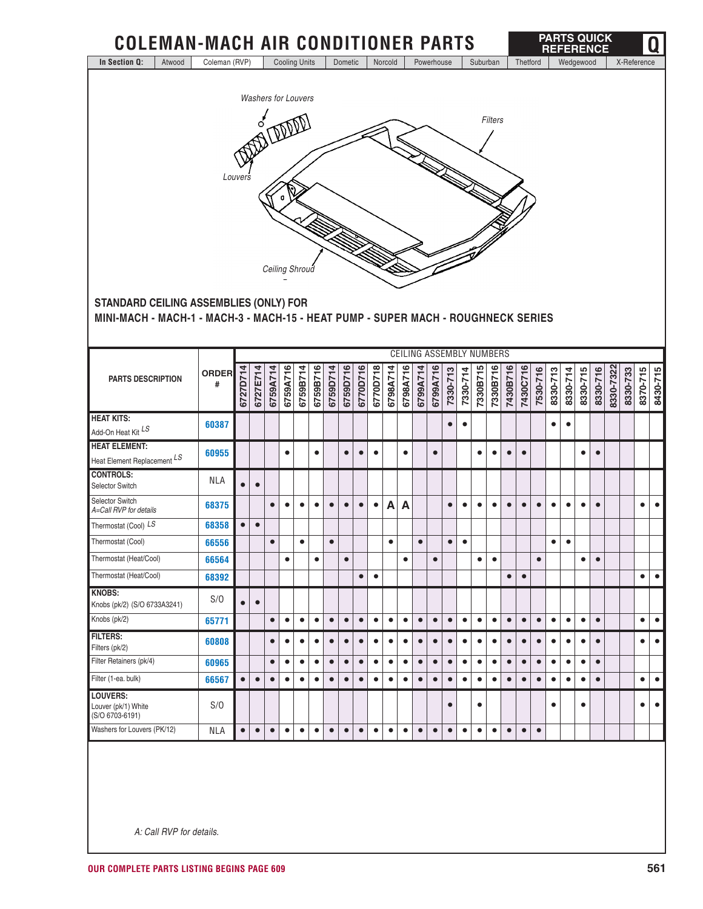# COLEMAN-MACH AIR CONDITIONER PARTS

**PARTS QUICK REFERENCE** **Q**

| In Section Q: | Atwood | Coleman (RVP) | Cooling Units | Dometic | Norcold | Powerhouse | Suburban | Thetford | Wedgewood | X-Reference |
|---|---|---|---|---|---|---|---|---|---|---|

Washers for Louvers

Filters

Louvers

Ceiling Shroud

**STANDARD CEILING ASSEMBLIES (ONLY) FOR**
**MINI-MACH - MACH-1 - MACH-3 - MACH-15 - HEAT PUMP - SUPER MACH - ROUGHNECK SERIES**

| PARTS DESCRIPTION | ORDER # | CEILING ASSEMBLY NUMBERS | | | | | | | | | | | | | | | | | | | | | | | | | | | | |
|---|---|---|---|---|---|---|---|---|---|---|---|---|---|---|---|---|---|---|---|---|---|---|---|---|---|---|---|---|---|---|
| | | 6727D714 | 6727E714 | 6759A714 | 6759A716 | 6759B714 | 6759B716 | 6759D714 | 6759D716 | 6770D716 | 6770D718 | 6798A714 | 6798A716 | 6799A714 | 6799A716 | 7330-713 | 7330-714 | 7330B715 | 7330B716 | 7430B716 | 7430C716 | 7530-716 | 8330-713 | 8330-714 | 8330-715 | 8330-716 | 8330-7322 | 8330-733 | 8370-715 | 8430-715 |
| **HEAT KITS:** Add-On Heat Kit LS | 60387 | | | | | | | | | | | | | | | • | • | | | | | | • | • | | | | | | |
| **HEAT ELEMENT:** Heat Element Replacement LS | 60955 | | | | • | | • | | • | • | • | | • | | • | | | • | • | • | • | | | | • | • | | | | |
| **CONTROLS:** Selector Switch | NLA | • | • | | | | | | | | | | | | | | | | | | | | | | | | | | | |
| Selector Switch *A=Call RVP for details* | 68375 | | | • | • | • | • | • | • | • | • | A | A | | | • | • | • | • | • | • | • | • | • | • | • | | | • | • |
| Thermostat (Cool) LS | 68358 | • | • | | | | | | | | | | | | | | | | | | | | | | | | | | | |
| Thermostat (Cool) | 66556 | | | • | | • | | • | | | | • | | • | | • | • | | | | | | • | • | | | | | | |
| Thermostat (Heat/Cool) | 66564 | | | | • | | • | | • | | | | • | | • | | | • | • | | | • | | | • | • | | | | |
| Thermostat (Heat/Cool) | 68392 | | | | | | | | | • | • | | | | | | | | | • | • | | | | | | | | • | • |
| **KNOBS:** Knobs (pk/2) (S/O 6733A3241) | S/O | • | • | | | | | | | | | | | | | | | | | | | | | | | | | | | |
| Knobs (pk/2) | 65771 | | | • | • | • | • | • | • | • | • | • | • | • | • | • | • | • | • | • | • | • | • | • | • | • | | | • | • |
| **FILTERS:** Filters (pk/2) | 60808 | | | • | • | • | • | • | • | • | • | • | • | • | • | • | • | • | • | • | • | • | • | • | • | • | | | • | • |
| Filter Retainers (pk/4) | 60965 | | | • | • | • | • | • | • | • | • | • | • | • | • | • | • | • | • | • | • | • | • | • | • | • | | | | |
| Filter (1-ea. bulk) | 66567 | • | • | • | • | • | • | • | • | • | • | • | • | • | • | • | • | • | • | • | • | • | • | • | • | • | | | • | • |
| **LOUVERS:** Louver (pk/1) White (S/O 6703-6191) | S/O | | | | | | | | | | | | | | | • | | • | | | | | • | | • | | | | • | • |
| Washers for Louvers (PK/12) | NLA | • | • | • | • | • | • | • | • | • | • | • | • | • | • | • | • | • | • | • | • | • | | | | | | | | |

*A: Call RVP for details.*

OUR COMPLETE PARTS LISTING BEGINS PAGE 609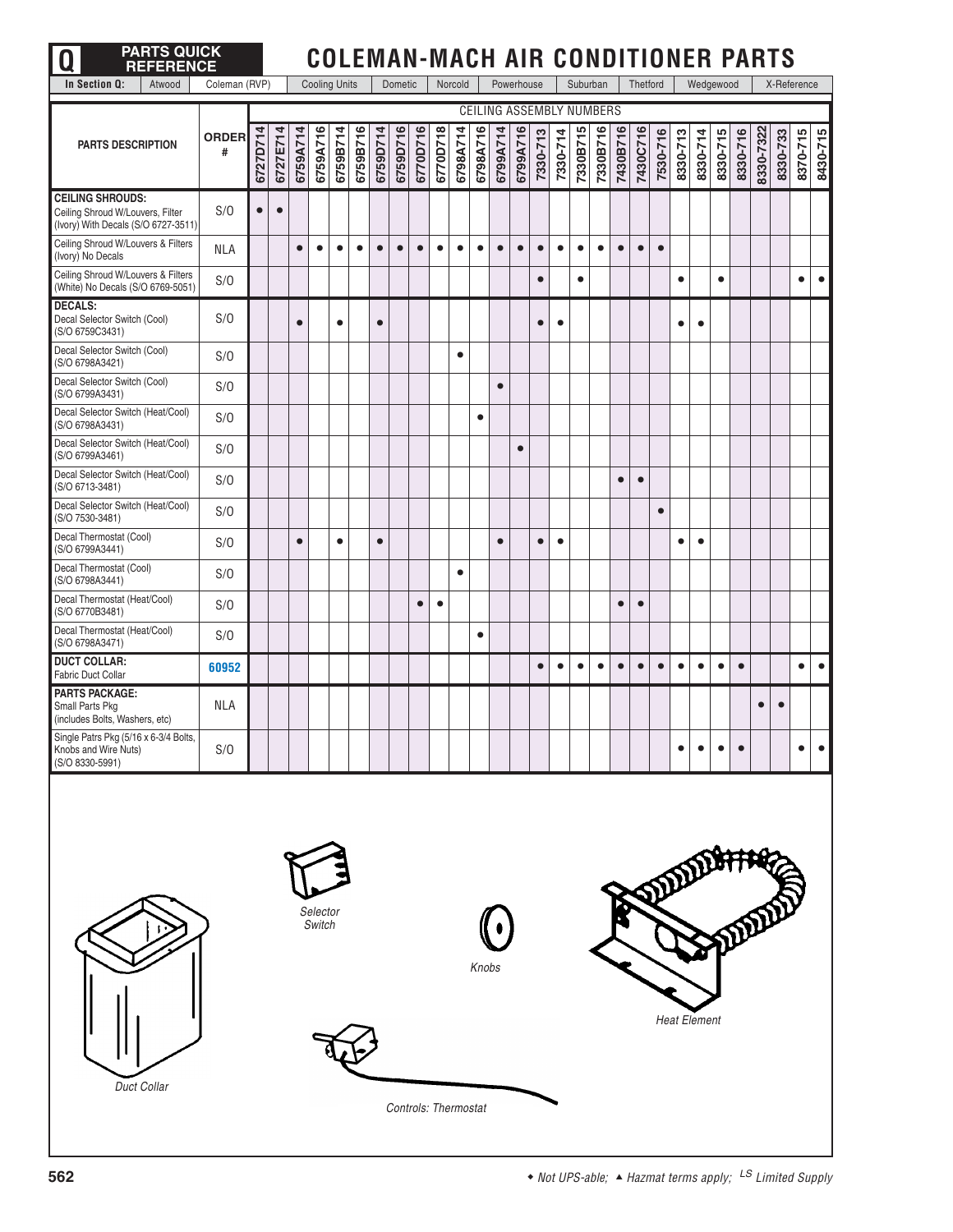# COLEMAN-MACH AIR CONDITIONER PARTS

| PARTS DESCRIPTION | ORDER # | 6727D714 | 6727E714 | 6759A714 | 6759A716 | 6759B714 | 6759B716 | 6759D714 | 6759D716 | 6770D716 | 6770D718 | 6798A714 | 6798A716 | 6799A714 | 6799A716 | 7330-713 | 7330-714 | 7330B715 | 7330B716 | 7430B716 | 7430C716 | 7530-716 | 8330-713 | 8330-714 | 8330-715 | 8330-716 | 8330-7322 | 8330-733 | 8370-715 | 8430-715 |
|---|---|---|---|---|---|---|---|---|---|---|---|---|---|---|---|---|---|---|---|---|---|---|---|---|---|---|---|---|---|---|
| **CEILING SHROUDS:** Ceiling Shroud W/Louvers, Filter (Ivory) With Decals (S/O 6727-3511) | S/O | ● | ● | | | | | | | | | | | | | | | | | | | | | | | | | | | |
| Ceiling Shroud W/Louvers & Filters (Ivory) No Decals | NLA | | | ● | ● | ● | ● | ● | ● | ● | ● | ● | ● | ● | ● | ● | ● | ● | ● | ● | ● | ● | | | | | | | | |
| Ceiling Shroud W/Louvers & Filters (White) No Decals (S/O 6769-5051) | S/O | | | | | | | | | | | | | | | ● | | ● | | | | | ● | | ● | | | | ● | ● |
| **DECALS:** Decal Selector Switch (Cool) (S/O 6759C3431) | S/O | | | ● | | ● | | ● | | | | | | | | ● | ● | | | | | | ● | ● | | | | | | |
| Decal Selector Switch (Cool) (S/O 6798A3421) | S/O | | | | | | | | | | | ● | | | | | | | | | | | | | | | | | | |
| Decal Selector Switch (Cool) (S/O 6799A3431) | S/O | | | | | | | | | | | | | ● | | | | | | | | | | | | | | | | |
| Decal Selector Switch (Heat/Cool) (S/O 6798A3431) | S/O | | | | | | | | | | | | ● | | | | | | | | | | | | | | | | | |
| Decal Selector Switch (Heat/Cool) (S/O 6799A3461) | S/O | | | | | | | | | | | | | | ● | | | | | | | | | | | | | | | |
| Decal Selector Switch (Heat/Cool) (S/O 6713-3481) | S/O | | | | | | | | | | | | | | | | | | | ● | ● | | | | | | | | | |
| Decal Selector Switch (Heat/Cool) (S/O 7530-3481) | S/O | | | | | | | | | | | | | | | | | | | | | ● | | | | | | | | |
| Decal Thermostat (Cool) (S/O 6799A3441) | S/O | | | ● | | ● | | ● | | | | | | ● | | ● | ● | | | | | | ● | ● | | | | | | |
| Decal Thermostat (Cool) (S/O 6798A3441) | S/O | | | | | | | | | | | ● | | | | | | | | | | | | | | | | | | |
| Decal Thermostat (Heat/Cool) (S/O 6770B3481) | S/O | | | | | | | | | ● | ● | | | | | | | | | ● | ● | | | | | | | | | |
| Decal Thermostat (Heat/Cool) (S/O 6798A3471) | S/O | | | | | | | | | | | | ● | | | | | | | | | | | | | | | | | |
| **DUCT COLLAR:** Fabric Duct Collar | 60952 | | | | | | | | | | | | | | | ● | ● | ● | ● | ● | ● | ● | ● | ● | ● | ● | | | ● | ● |
| **PARTS PACKAGE:** Small Parts Pkg (includes Bolts, Washers, etc) | NLA | | | | | | | | | | | | | | | | | | | | | | | | | | ● | ● | | |
| Single Patrs Pkg (5/16 x 6-3/4 Bolts, Knobs and Wire Nuts) (S/O 8330-5991) | S/O | | | | | | | | | | | | | | | | | | | | | | ● | ● | ● | ● | | | ● | ● |

*Selector Switch*

*Knobs*

*Heat Element*

*Duct Collar*

*Controls: Thermostat*

◆ Not UPS-able; ▲ Hazmat terms apply; LS Limited Supply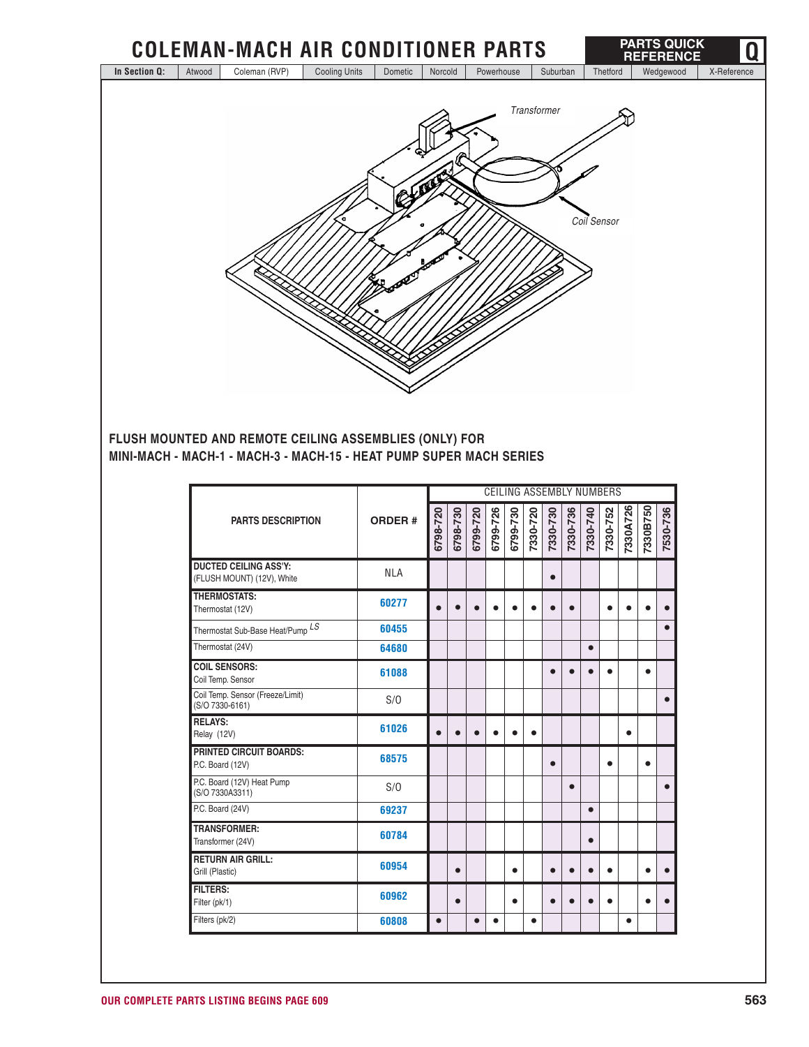Transformer

Coil Sensor

## FLUSH MOUNTED AND REMOTE CEILING ASSEMBLIES (ONLY) FOR MINI-MACH - MACH-1 - MACH-3 - MACH-15 - HEAT PUMP SUPER MACH SERIES

| PARTS DESCRIPTION | ORDER # | CEILING ASSEMBLY NUMBERS | | | | | | | | | | | | |
|---|---|---|---|---|---|---|---|---|---|---|---|---|---|---|
| | | 6798-720 | 6798-730 | 6799-720 | 6799-726 | 6799-730 | 7330-720 | 7330-730 | 7330-736 | 7330-740 | 7330-752 | 7330A726 | 7330B750 | 7530-736 |
| **DUCTED CEILING ASS'Y:** (FLUSH MOUNT) (12V), White | NLA | | | | | | | • | | | | | | |
| **THERMOSTATS:** Thermostat (12V) | 60277 | • | • | • | • | • | • | • | • | | • | • | • | • |
| Thermostat Sub-Base Heat/Pump LS | 60455 | | | | | | | | | | | | | • |
| Thermostat (24V) | 64680 | | | | | | | | | • | | | | |
| **COIL SENSORS:** Coil Temp. Sensor | 61088 | | | | | | | • | • | • | • | | • | |
| Coil Temp. Sensor (Freeze/Limit) (S/O 7330-6161) | S/O | | | | | | | | | | | | | • |
| **RELAYS:** Relay (12V) | 61026 | • | • | • | • | • | • | | | | | • | | |
| **PRINTED CIRCUIT BOARDS:** P.C. Board (12V) | 68575 | | | | | | | • | | | • | | • | |
| P.C. Board (12V) Heat Pump (S/O 7330A3311) | S/O | | | | | | | | • | | | | | • |
| P.C. Board (24V) | 69237 | | | | | | | | | • | | | | |
| **TRANSFORMER:** Transformer (24V) | 60784 | | | | | | | | | • | | | | |
| **RETURN AIR GRILL:** Grill (Plastic) | 60954 | | • | | | • | | • | • | • | • | | • | • |
| **FILTERS:** Filter (pk/1) | 60962 | | • | | | • | | • | • | • | • | | • | • |
| Filters (pk/2) | 60808 | • | | • | • | | • | | | | | • | | |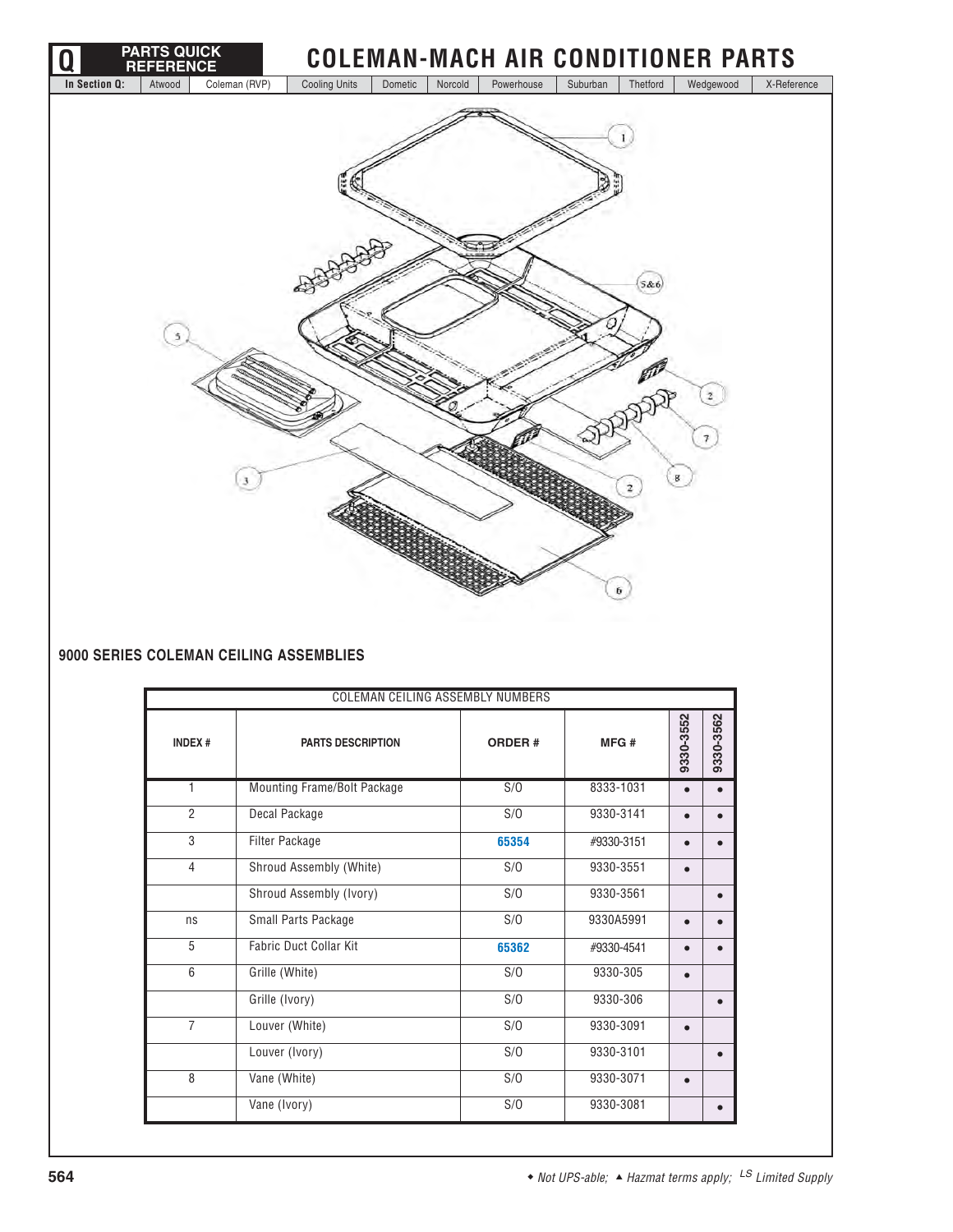# COLEMAN-MACH AIR CONDITIONER PARTS

## 9000 SERIES COLEMAN CEILING ASSEMBLIES

| COLEMAN CEILING ASSEMBLY NUMBERS | | | | | |
|---|---|---|---|---|---|
| INDEX # | PARTS DESCRIPTION | ORDER # | MFG # | 9330-3552 | 9330-3562 |
| 1 | Mounting Frame/Bolt Package | S/O | 8333-1031 | • | • |
| 2 | Decal Package | S/O | 9330-3141 | • | • |
| 3 | Filter Package | **65354** | #9330-3151 | • | • |
| 4 | Shroud Assembly (White) | S/O | 9330-3551 | • | |
| | Shroud Assembly (Ivory) | S/O | 9330-3561 | | • |
| ns | Small Parts Package | S/O | 9330A5991 | • | • |
| 5 | Fabric Duct Collar Kit | **65362** | #9330-4541 | • | • |
| 6 | Grille (White) | S/O | 9330-305 | • | |
| | Grille (Ivory) | S/O | 9330-306 | | • |
| 7 | Louver (White) | S/O | 9330-3091 | • | |
| | Louver (Ivory) | S/O | 9330-3101 | | • |
| 8 | Vane (White) | S/O | 9330-3071 | • | |
| | Vane (Ivory) | S/O | 9330-3081 | | • |

◆ *Not UPS-able;* ▲ *Hazmat terms apply;* *LS Limited Supply*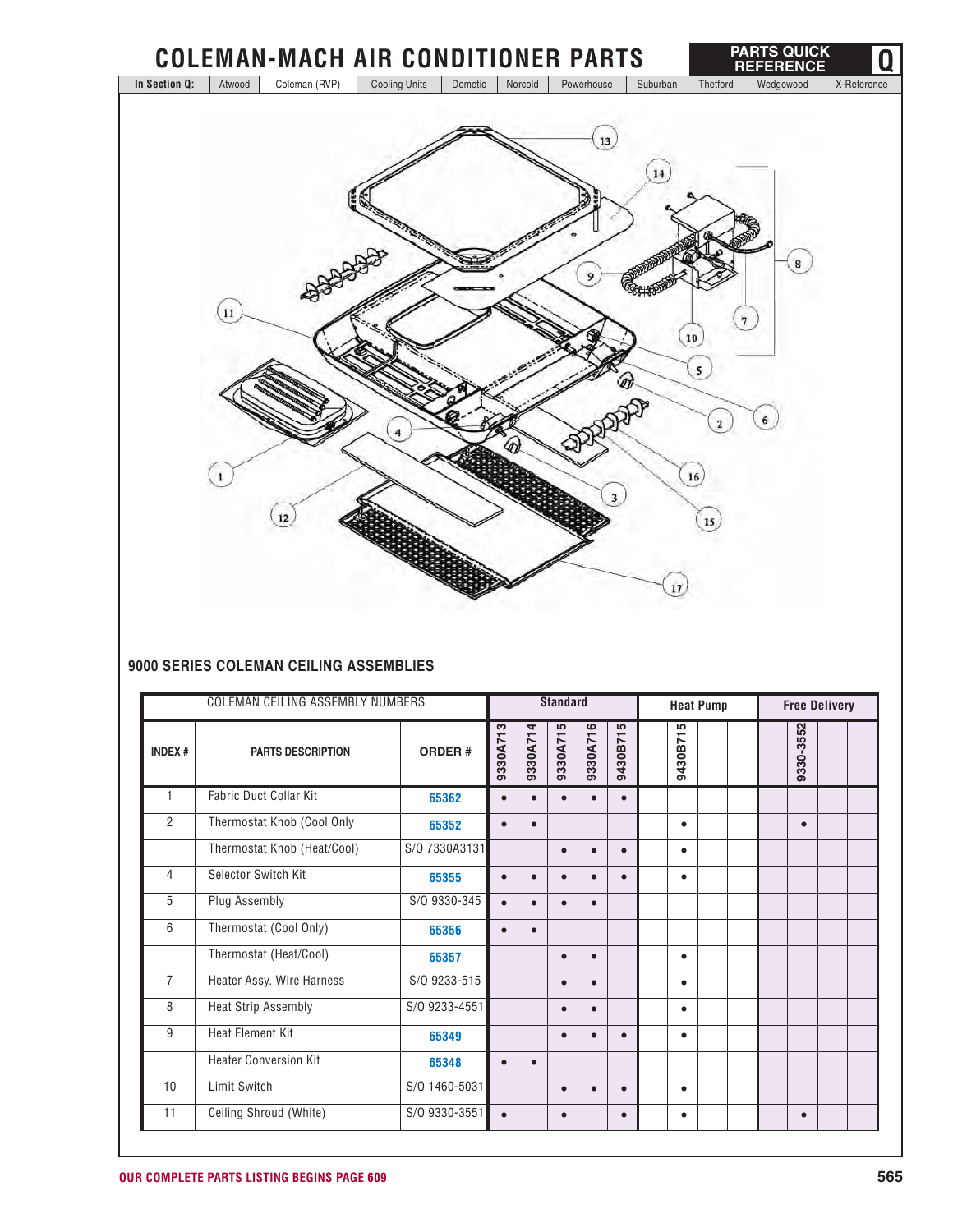# COLEMAN-MACH AIR CONDITIONER PARTS

## 9000 SERIES COLEMAN CEILING ASSEMBLIES

| COLEMAN CEILING ASSEMBLY NUMBERS | | | Standard | | | | | Heat Pump | | | | Free Delivery | | | |
|---|---|---|---|---|---|---|---|---|---|---|---|---|---|---|---|
| INDEX # | PARTS DESCRIPTION | ORDER # | 9330A713 | 9330A714 | 9330A715 | 9330A716 | 9430B715 | | 9430B715 | | | | 9330-3552 | | |
| 1 | Fabric Duct Collar Kit | 65362 | • | • | • | • | • | | | | | | | | |
| 2 | Thermostat Knob (Cool Only | 65352 | • | • | | | | | • | | | | • | | |
| | Thermostat Knob (Heat/Cool) | S/O 7330A3131 | | | • | • | • | | • | | | | | | |
| 4 | Selector Switch Kit | 65355 | • | • | • | • | • | | • | | | | | | |
| 5 | Plug Assembly | S/O 9330-345 | • | • | • | • | | | | | | | | | |
| 6 | Thermostat (Cool Only) | 65356 | • | • | | | | | | | | | | | |
| | Thermostat (Heat/Cool) | 65357 | | | • | • | | | • | | | | | | |
| 7 | Heater Assy. Wire Harness | S/O 9233-515 | | | • | • | | | • | | | | | | |
| 8 | Heat Strip Assembly | S/O 9233-4551 | | | • | • | | | • | | | | | | |
| 9 | Heat Element Kit | 65349 | | | • | • | • | | • | | | | | | |
| | Heater Conversion Kit | 65348 | • | • | | | | | | | | | | | |
| 10 | Limit Switch | S/O 1460-5031 | | | • | • | • | | • | | | | | | |
| 11 | Ceiling Shroud (White) | S/O 9330-3551 | • | | • | | • | | • | | | | • | | |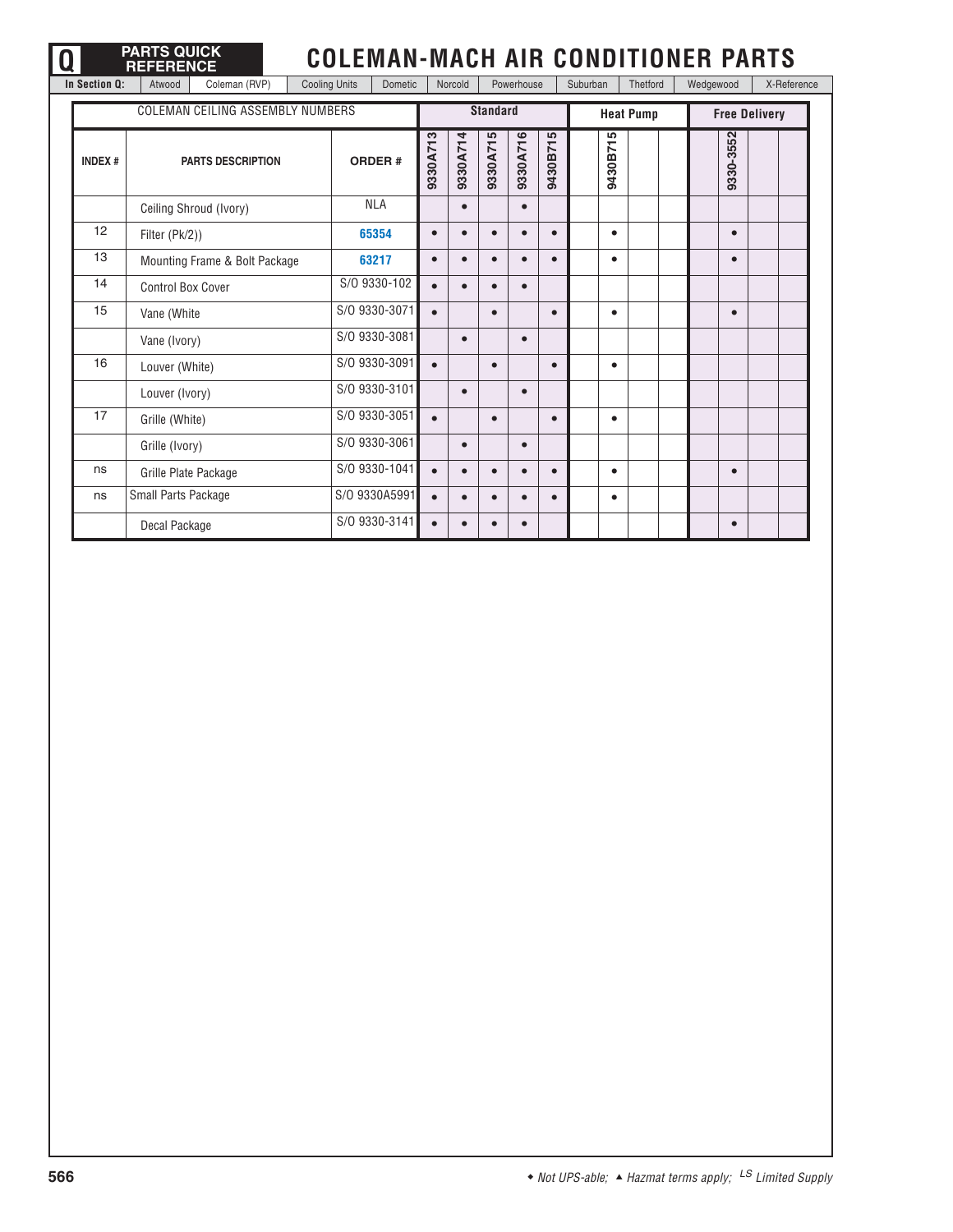# COLEMAN-MACH AIR CONDITIONER PARTS

| COLEMAN CEILING ASSEMBLY NUMBERS | | | Standard | | | | | Heat Pump | | | | Free Delivery | | | |
|---|---|---|---|---|---|---|---|---|---|---|---|---|---|---|---|
| INDEX # | PARTS DESCRIPTION | ORDER # | 9330A713 | 9330A714 | 9330A715 | 9330A716 | 9430B715 | | 9430B715 | | | | 9330-3552 | | |
| | Ceiling Shroud (Ivory) | NLA | | • | | • | | | | | | | | | |
| 12 | Filter (Pk/2)) | **65354** | • | • | • | • | • | | • | | | | • | | |
| 13 | Mounting Frame & Bolt Package | **63217** | • | • | • | • | • | | • | | | | • | | |
| 14 | Control Box Cover | S/O 9330-102 | • | • | • | • | | | | | | | | | |
| 15 | Vane (White | S/O 9330-3071 | • | | • | | • | | • | | | | • | | |
| | Vane (Ivory) | S/O 9330-3081 | | • | | • | | | | | | | | | |
| 16 | Louver (White) | S/O 9330-3091 | • | | • | | • | | • | | | | | | |
| | Louver (Ivory) | S/O 9330-3101 | | • | | • | | | | | | | | | |
| 17 | Grille (White) | S/O 9330-3051 | • | | • | | • | | • | | | | | | |
| | Grille (Ivory) | S/O 9330-3061 | | • | | • | | | | | | | | | |
| ns | Grille Plate Package | S/O 9330-1041 | • | • | • | • | • | | • | | | | • | | |
| ns | Small Parts Package | S/O 9330A5991 | • | • | • | • | • | | • | | | | | | |
| | Decal Package | S/O 9330-3141 | • | • | • | • | | | | | | | • | | |